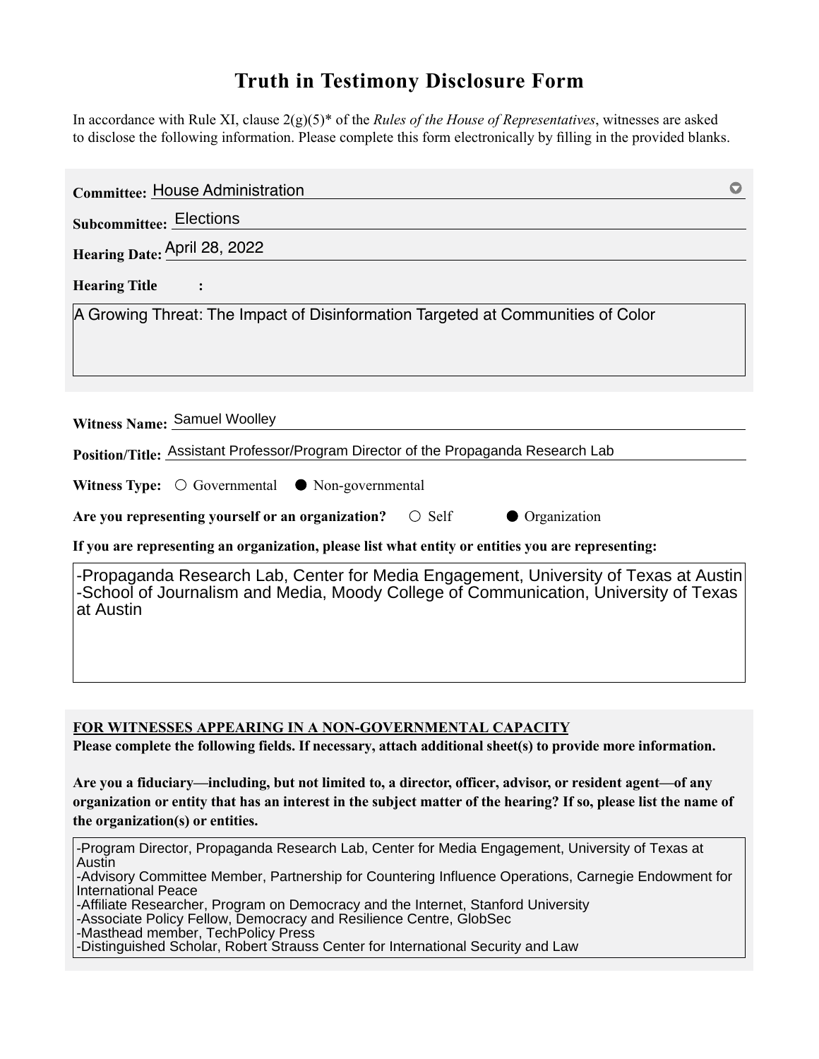# Truth in Testimony Disclosure Form

In accordance with Rule XI, clause 2(g)(5)* of the *Rules of the House of Representatives*, witnesses are asked to disclose the following information. Please complete this form electronically by filling in the provided blanks.

**Committee:** House Administration

**Subcommittee:** Elections

**Hearing Date:** April 28, 2022

**Hearing Title:**

A Growing Threat: The Impact of Disinformation Targeted at Communities of Color

**Witness Name:** Samuel Woolley

**Position/Title:** Assistant Professor/Program Director of the Propaganda Research Lab

**Witness Type:** ○ Governmental ● Non-governmental

**Are you representing yourself or an organization?** ○ Self ● Organization

**If you are representing an organization, please list what entity or entities you are representing:**

-Propaganda Research Lab, Center for Media Engagement, University of Texas at Austin
-School of Journalism and Media, Moody College of Communication, University of Texas at Austin

**FOR WITNESSES APPEARING IN A NON-GOVERNMENTAL CAPACITY**

**Please complete the following fields. If necessary, attach additional sheet(s) to provide more information.**

**Are you a fiduciary—including, but not limited to, a director, officer, advisor, or resident agent—of any organization or entity that has an interest in the subject matter of the hearing? If so, please list the name of the organization(s) or entities.**

-Program Director, Propaganda Research Lab, Center for Media Engagement, University of Texas at Austin
-Advisory Committee Member, Partnership for Countering Influence Operations, Carnegie Endowment for International Peace
-Affiliate Researcher, Program on Democracy and the Internet, Stanford University
-Associate Policy Fellow, Democracy and Resilience Centre, GlobSec
-Masthead member, TechPolicy Press
-Distinguished Scholar, Robert Strauss Center for International Security and Law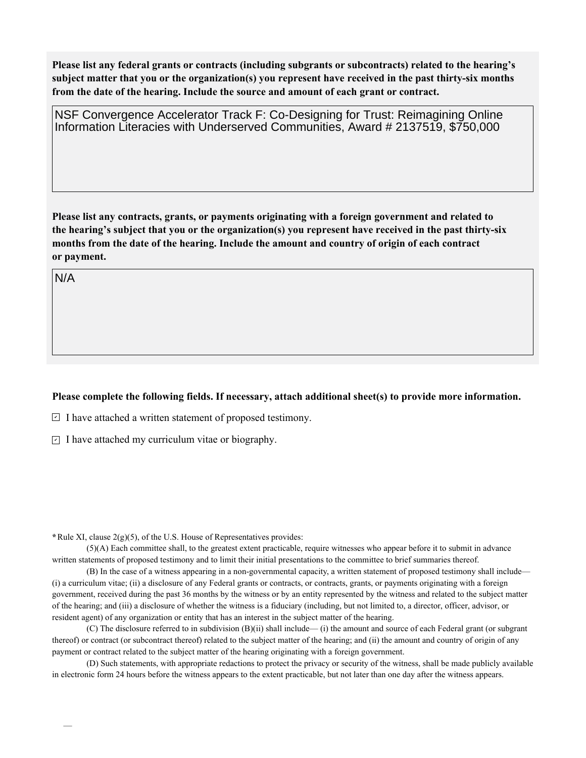**Please list any federal grants or contracts (including subgrants or subcontracts) related to the hearing's subject matter that you or the organization(s) you represent have received in the past thirty-six months from the date of the hearing. Include the source and amount of each grant or contract.**

NSF Convergence Accelerator Track F: Co-Designing for Trust: Reimagining Online Information Literacies with Underserved Communities, Award # 2137519, $750,000

**Please list any contracts, grants, or payments originating with a foreign government and related to the hearing's subject that you or the organization(s) you represent have received in the past thirty-six months from the date of the hearing. Include the amount and country of origin of each contract or payment.**

N/A

**Please complete the following fields. If necessary, attach additional sheet(s) to provide more information.**

- [x] I have attached a written statement of proposed testimony.
- [x] I have attached my curriculum vitae or biography.

***** Rule XI, clause 2(g)(5), of the U.S. House of Representatives provides:

(5)(A) Each committee shall, to the greatest extent practicable, require witnesses who appear before it to submit in advance written statements of proposed testimony and to limit their initial presentations to the committee to brief summaries thereof.

(B) In the case of a witness appearing in a non-governmental capacity, a written statement of proposed testimony shall include— (i) a curriculum vitae; (ii) a disclosure of any Federal grants or contracts, or contracts, grants, or payments originating with a foreign government, received during the past 36 months by the witness or by an entity represented by the witness and related to the subject matter of the hearing; and (iii) a disclosure of whether the witness is a fiduciary (including, but not limited to, a director, officer, advisor, or resident agent) of any organization or entity that has an interest in the subject matter of the hearing.

(C) The disclosure referred to in subdivision (B)(ii) shall include— (i) the amount and source of each Federal grant (or subgrant thereof) or contract (or subcontract thereof) related to the subject matter of the hearing; and (ii) the amount and country of origin of any payment or contract related to the subject matter of the hearing originating with a foreign government.

(D) Such statements, with appropriate redactions to protect the privacy or security of the witness, shall be made publicly available in electronic form 24 hours before the witness appears to the extent practicable, but not later than one day after the witness appears.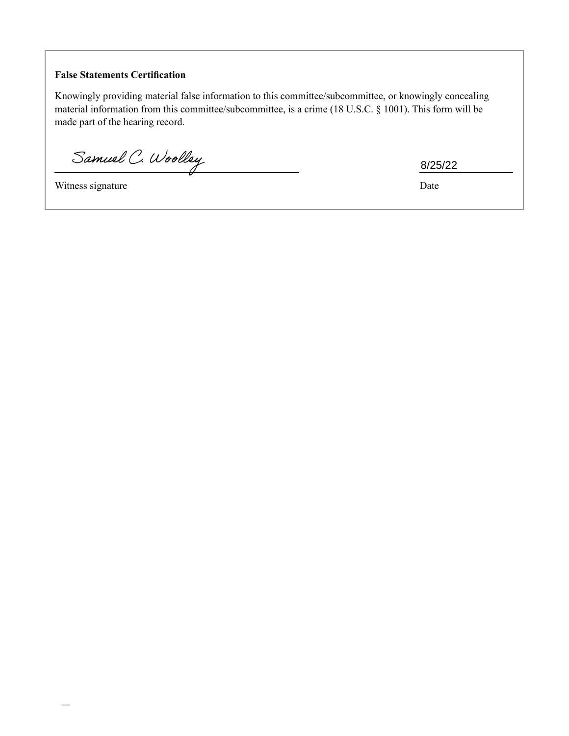**False Statements Certification**

Knowingly providing material false information to this committee/subcommittee, or knowingly concealing material information from this committee/subcommittee, is a crime (18 U.S.C. § 1001). This form will be made part of the hearing record.

Samuel C. Woolley

Witness signature

8/25/22

Date